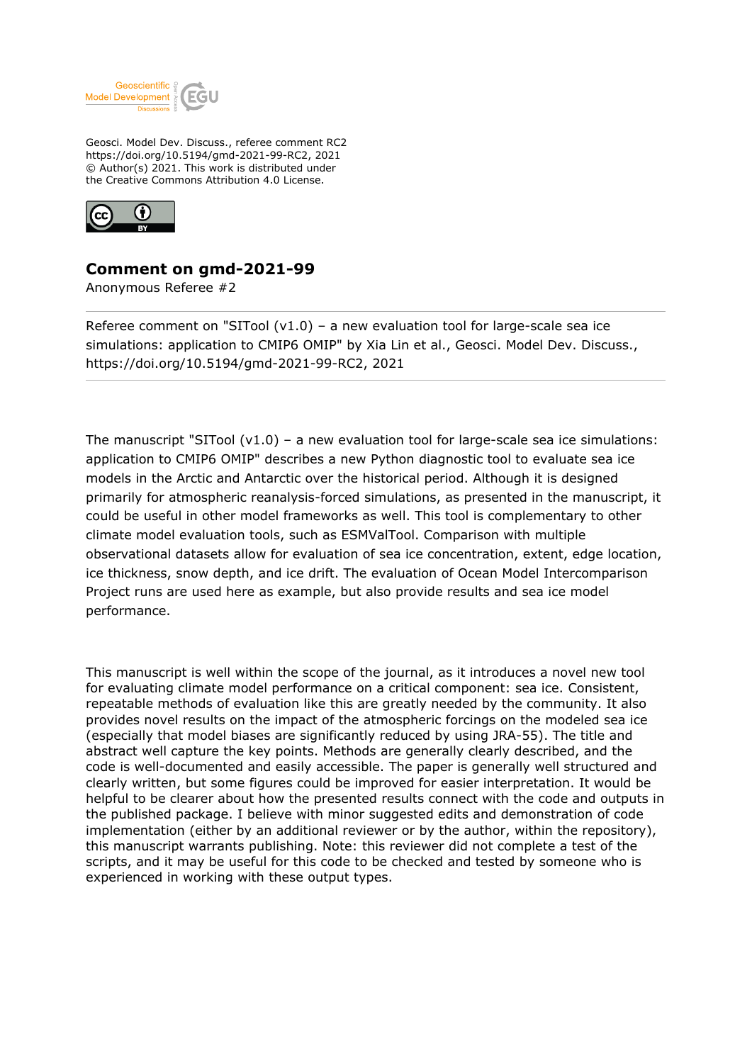Geosci. Model Dev. Discuss., referee comment RC2
https://doi.org/10.5194/gmd-2021-99-RC2, 2021
© Author(s) 2021. This work is distributed under
the Creative Commons Attribution 4.0 License.

## Comment on gmd-2021-99

Anonymous Referee #2

---

Referee comment on "SITool (v1.0) – a new evaluation tool for large-scale sea ice simulations: application to CMIP6 OMIP" by Xia Lin et al., Geosci. Model Dev. Discuss., https://doi.org/10.5194/gmd-2021-99-RC2, 2021

---

The manuscript "SITool (v1.0) – a new evaluation tool for large-scale sea ice simulations: application to CMIP6 OMIP" describes a new Python diagnostic tool to evaluate sea ice models in the Arctic and Antarctic over the historical period. Although it is designed primarily for atmospheric reanalysis-forced simulations, as presented in the manuscript, it could be useful in other model frameworks as well. This tool is complementary to other climate model evaluation tools, such as ESMValTool. Comparison with multiple observational datasets allow for evaluation of sea ice concentration, extent, edge location, ice thickness, snow depth, and ice drift. The evaluation of Ocean Model Intercomparison Project runs are used here as example, but also provide results and sea ice model performance.

This manuscript is well within the scope of the journal, as it introduces a novel new tool for evaluating climate model performance on a critical component: sea ice. Consistent, repeatable methods of evaluation like this are greatly needed by the community. It also provides novel results on the impact of the atmospheric forcings on the modeled sea ice (especially that model biases are significantly reduced by using JRA-55). The title and abstract well capture the key points. Methods are generally clearly described, and the code is well-documented and easily accessible. The paper is generally well structured and clearly written, but some figures could be improved for easier interpretation. It would be helpful to be clearer about how the presented results connect with the code and outputs in the published package. I believe with minor suggested edits and demonstration of code implementation (either by an additional reviewer or by the author, within the repository), this manuscript warrants publishing. Note: this reviewer did not complete a test of the scripts, and it may be useful for this code to be checked and tested by someone who is experienced in working with these output types.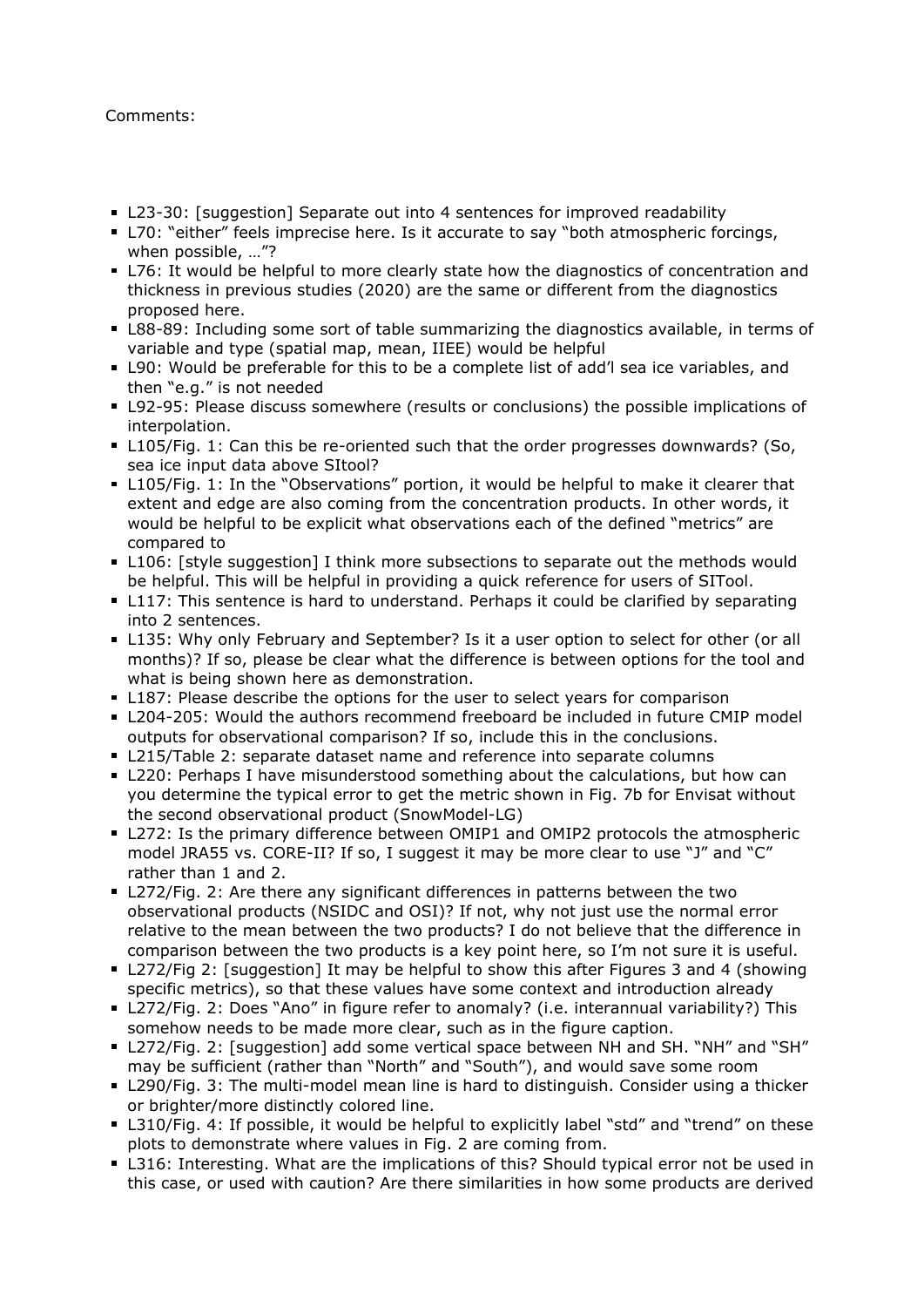Comments:

- L23-30: [suggestion] Separate out into 4 sentences for improved readability
- L70: "either" feels imprecise here. Is it accurate to say "both atmospheric forcings, when possible, …"?
- L76: It would be helpful to more clearly state how the diagnostics of concentration and thickness in previous studies (2020) are the same or different from the diagnostics proposed here.
- L88-89: Including some sort of table summarizing the diagnostics available, in terms of variable and type (spatial map, mean, IIEE) would be helpful
- L90: Would be preferable for this to be a complete list of add'l sea ice variables, and then "e.g." is not needed
- L92-95: Please discuss somewhere (results or conclusions) the possible implications of interpolation.
- L105/Fig. 1: Can this be re-oriented such that the order progresses downwards? (So, sea ice input data above SItool?
- L105/Fig. 1: In the "Observations" portion, it would be helpful to make it clearer that extent and edge are also coming from the concentration products. In other words, it would be helpful to be explicit what observations each of the defined "metrics" are compared to
- L106: [style suggestion] I think more subsections to separate out the methods would be helpful. This will be helpful in providing a quick reference for users of SITool.
- L117: This sentence is hard to understand. Perhaps it could be clarified by separating into 2 sentences.
- L135: Why only February and September? Is it a user option to select for other (or all months)? If so, please be clear what the difference is between options for the tool and what is being shown here as demonstration.
- L187: Please describe the options for the user to select years for comparison
- L204-205: Would the authors recommend freeboard be included in future CMIP model outputs for observational comparison? If so, include this in the conclusions.
- L215/Table 2: separate dataset name and reference into separate columns
- L220: Perhaps I have misunderstood something about the calculations, but how can you determine the typical error to get the metric shown in Fig. 7b for Envisat without the second observational product (SnowModel-LG)
- L272: Is the primary difference between OMIP1 and OMIP2 protocols the atmospheric model JRA55 vs. CORE-II? If so, I suggest it may be more clear to use "J" and "C" rather than 1 and 2.
- L272/Fig. 2: Are there any significant differences in patterns between the two observational products (NSIDC and OSI)? If not, why not just use the normal error relative to the mean between the two products? I do not believe that the difference in comparison between the two products is a key point here, so I'm not sure it is useful.
- L272/Fig 2: [suggestion] It may be helpful to show this after Figures 3 and 4 (showing specific metrics), so that these values have some context and introduction already
- L272/Fig. 2: Does "Ano" in figure refer to anomaly? (i.e. interannual variability?) This somehow needs to be made more clear, such as in the figure caption.
- L272/Fig. 2: [suggestion] add some vertical space between NH and SH. "NH" and "SH" may be sufficient (rather than "North" and "South"), and would save some room
- L290/Fig. 3: The multi-model mean line is hard to distinguish. Consider using a thicker or brighter/more distinctly colored line.
- L310/Fig. 4: If possible, it would be helpful to explicitly label "std" and "trend" on these plots to demonstrate where values in Fig. 2 are coming from.
- L316: Interesting. What are the implications of this? Should typical error not be used in this case, or used with caution? Are there similarities in how some products are derived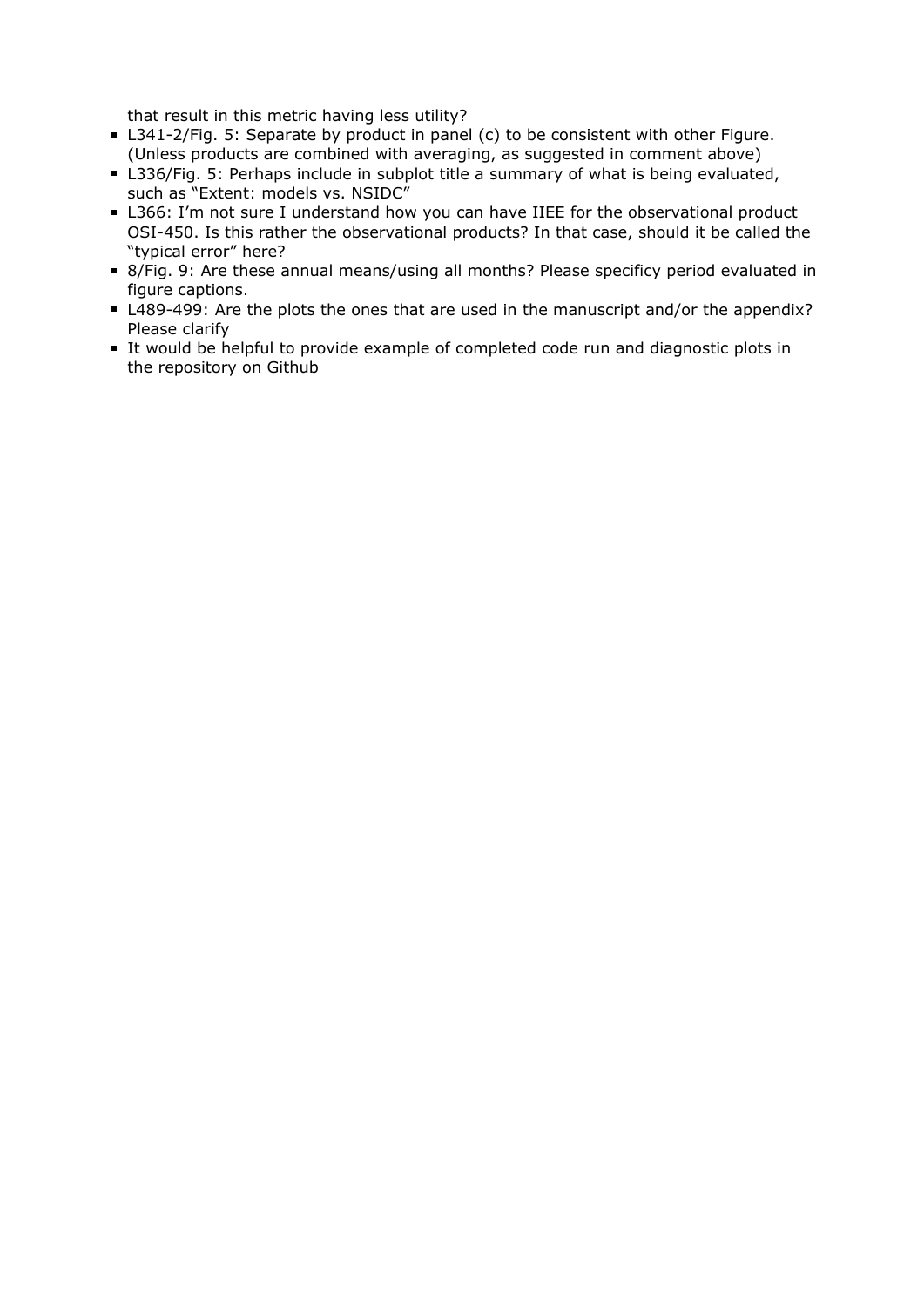that result in this metric having less utility?

- L341-2/Fig. 5: Separate by product in panel (c) to be consistent with other Figure. (Unless products are combined with averaging, as suggested in comment above)
- L336/Fig. 5: Perhaps include in subplot title a summary of what is being evaluated, such as "Extent: models vs. NSIDC"
- L366: I'm not sure I understand how you can have IIEE for the observational product OSI-450. Is this rather the observational products? In that case, should it be called the "typical error" here?
- 8/Fig. 9: Are these annual means/using all months? Please specificy period evaluated in figure captions.
- L489-499: Are the plots the ones that are used in the manuscript and/or the appendix? Please clarify
- It would be helpful to provide example of completed code run and diagnostic plots in the repository on Github